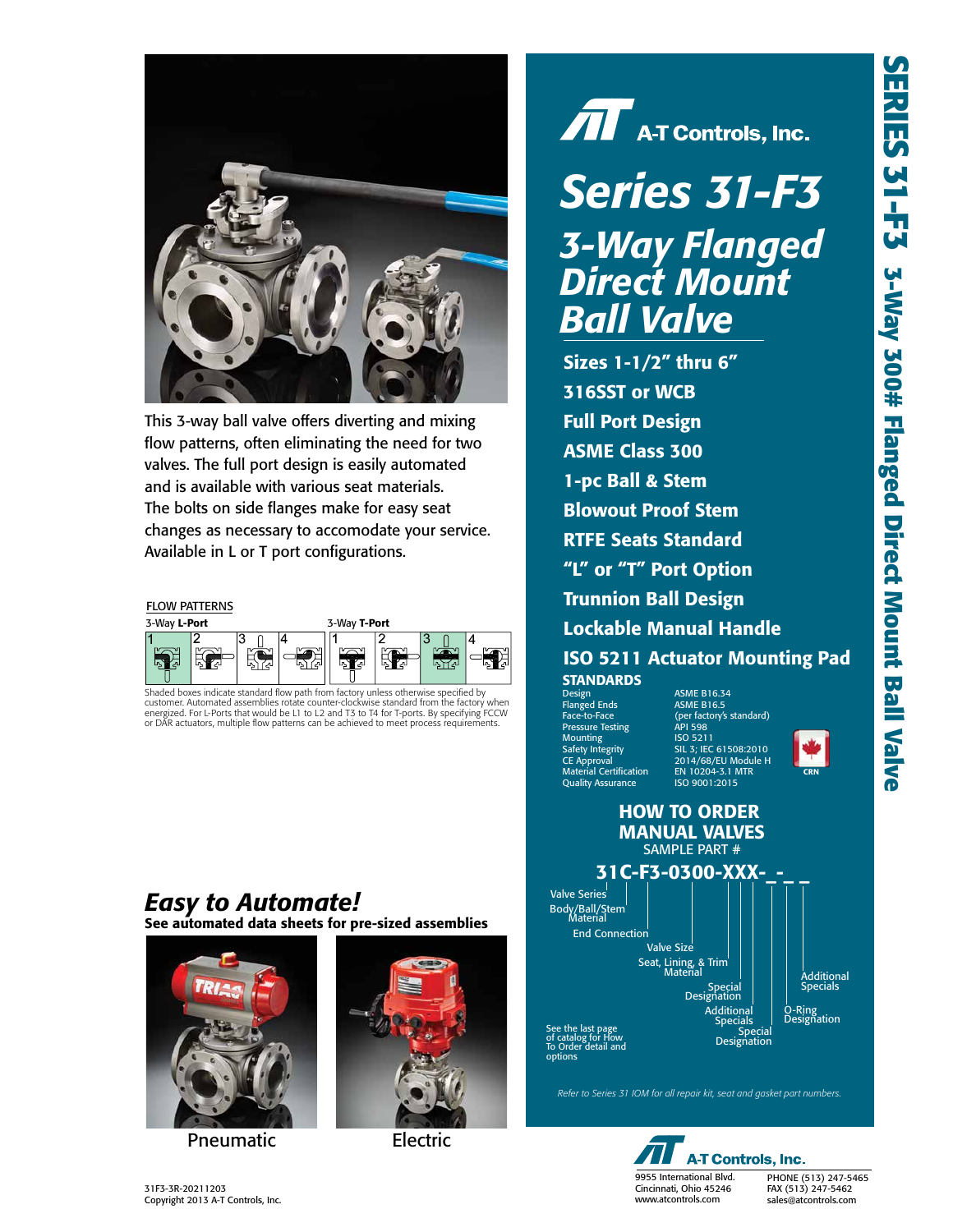# A-T Controls, Inc.

# Series 31-F3

## 3-Way Flanged Direct Mount Ball Valve

**Sizes 1-1/2" thru 6"**
**316SST or WCB**
**Full Port Design**
**ASME Class 300**
**1-pc Ball & Stem**
**Blowout Proof Stem**
**RTFE Seats Standard**
**"L" or "T" Port Option**
**Trunnion Ball Design**
**Lockable Manual Handle**
**ISO 5211 Actuator Mounting Pad**

This 3-way ball valve offers diverting and mixing flow patterns, often eliminating the need for two valves. The full port design is easily automated and is available with various seat materials. The bolts on side flanges make for easy seat changes as necessary to accomodate your service. Available in L or T port configurations.

### FLOW PATTERNS

3-Way **L-Port**: 1, 2, 3, 4

3-Way **T-Port**: 1, 2, 3, 4

Shaded boxes indicate standard flow path from factory unless otherwise specified by customer. Automated assemblies rotate counter-clockwise standard from the factory when energized. For L-Ports that would be L1 to L2 and T3 to T4 for T-ports. By specifying FCCW or DAR actuators, multiple flow patterns can be achieved to meet process requirements.

### STANDARDS

| | |
|---|---|
| Design | ASME B16.34 |
| Flanged Ends | ASME B16.5 |
| Face-to-Face | (per factory's standard) |
| Pressure Testing | API 598 |
| Mounting | ISO 5211 |
| Safety Integrity | SIL 3; IEC 61508:2010 |
| CE Approval | 2014/68/EU Module H |
| Material Certification | EN 10204-3.1 MTR |
| Quality Assurance | ISO 9001:2015 |

CRN

## HOW TO ORDER MANUAL VALVES

SAMPLE PART #

**31C-F3-0300-XXX-_-_ _**

- Valve Series
- Body/Ball/Stem Material
- End Connection
- Valve Size
- Seat, Lining, & Trim Material
- Special Designation
- Additional Specials
- Special Designation
- O-Ring Designation
- Additional Specials

See the last page of catalog for How To Order detail and options

*Refer to Series 31 IOM for all repair kit, seat and gasket part numbers.*

## *Easy to Automate!*

**See automated data sheets for pre-sized assemblies**

Pneumatic

Electric

A-T Controls, Inc.
9955 International Blvd.
Cincinnati, Ohio 45246
www.atcontrols.com

PHONE (513) 247-5465
FAX (513) 247-5462
sales@atcontrols.com

31F3-3R-20211203
Copyright 2013 A-T Controls, Inc.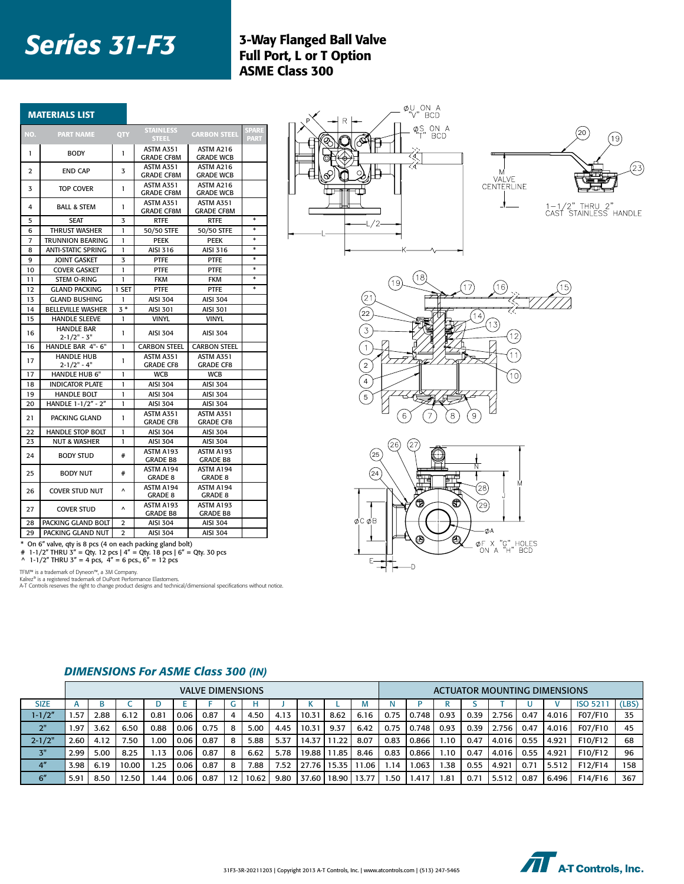# Series 31-F3

## 3-Way Flanged Ball Valve
## Full Port, L or T Option
## ASME Class 300

### MATERIALS LIST

| NO. | PART NAME | QTY | STAINLESS STEEL | CARBON STEEL | SPARE PART |
|---|---|---|---|---|---|
| 1 | BODY | 1 | ASTM A351 GRADE CF8M | ASTM A216 GRADE WCB | |
| 2 | END CAP | 3 | ASTM A351 GRADE CF8M | ASTM A216 GRADE WCB | |
| 3 | TOP COVER | 1 | ASTM A351 GRADE CF8M | ASTM A216 GRADE WCB | |
| 4 | BALL & STEM | 1 | ASTM A351 GRADE CF8M | ASTM A351 GRADE CF8M | |
| 5 | SEAT | 3 | RTFE | RTFE | * |
| 6 | THRUST WASHER | 1 | 50/50 STFE | 50/50 STFE | * |
| 7 | TRUNNION BEARING | 1 | PEEK | PEEK | * |
| 8 | ANTI-STATIC SPRING | 1 | AISI 316 | AISI 316 | * |
| 9 | JOINT GASKET | 3 | PTFE | PTFE | * |
| 10 | COVER GASKET | 1 | PTFE | PTFE | * |
| 11 | STEM O-RING | 1 | FKM | FKM | * |
| 12 | GLAND PACKING | 1 SET | PTFE | PTFE | * |
| 13 | GLAND BUSHING | 1 | AISI 304 | AISI 304 | |
| 14 | BELLEVILLE WASHER | 3 * | AISI 301 | AISI 301 | |
| 15 | HANDLE SLEEVE | 1 | VINYL | VINYL | |
| 16 | HANDLE BAR 2-1/2" - 3" | 1 | AISI 304 | AISI 304 | |
| 16 | HANDLE BAR 4"- 6" | 1 | CARBON STEEL | CARBON STEEL | |
| 17 | HANDLE HUB 2-1/2" - 4" | 1 | ASTM A351 GRADE CF8 | ASTM A351 GRADE CF8 | |
| 17 | HANDLE HUB 6" | 1 | WCB | WCB | |
| 18 | INDICATOR PLATE | 1 | AISI 304 | AISI 304 | |
| 19 | HANDLE BOLT | 1 | AISI 304 | AISI 304 | |
| 20 | HANDLE 1-1/2" - 2" | 1 | AISI 304 | AISI 304 | |
| 21 | PACKING GLAND | 1 | ASTM A351 GRADE CF8 | ASTM A351 GRADE CF8 | |
| 22 | HANDLE STOP BOLT | 1 | AISI 304 | AISI 304 | |
| 23 | NUT & WASHER | 1 | AISI 304 | AISI 304 | |
| 24 | BODY STUD | # | ASTM A193 GRADE B8 | ASTM A193 GRADE B8 | |
| 25 | BODY NUT | # | ASTM A194 GRADE 8 | ASTM A194 GRADE 8 | |
| 26 | COVER STUD NUT | ^ | ASTM A194 GRADE 8 | ASTM A194 GRADE 8 | |
| 27 | COVER STUD | ^ | ASTM A193 GRADE B8 | ASTM A193 GRADE B8 | |
| 28 | PACKING GLAND BOLT | 2 | AISI 304 | AISI 304 | |
| 29 | PACKING GLAND NUT | 2 | AISI 304 | AISI 304 | |

\* On 6" valve, qty is 8 pcs (4 on each packing gland bolt)
\# 1-1/2" THRU 3" = Qty. 12 pcs | 4" = Qty. 18 pcs | 6" = Qty. 30 pcs
^ 1-1/2" THRU 3" = 4 pcs, 4" = 6 pcs., 6" = 12 pcs

TFM™ is a trademark of Dyneon™, a 3M Company.
Kalrez® is a registered trademark of DuPont Performance Elastomers.
A-T Controls reserves the right to change product designs and technical/dimensional specifications without notice.

ØU ON A "V" BCD
ØS ON A "T" BCD
P
R
L/2
L
K
M
VALVE CENTERLINE
1-1/2" THRU 2" CAST STAINLESS HANDLE
N
J
ØC ØB
ØA
ØF X "G" HOLES ON A "H" BCD
E
D

### *DIMENSIONS For ASME Class 300 (IN)*

| | VALVE DIMENSIONS | | | | | | | | | | | | ACTUATOR MOUNTING DIMENSIONS | | | | | | | | |
|---|---|---|---|---|---|---|---|---|---|---|---|---|---|---|---|---|---|---|---|---|---|
| SIZE | A | B | C | D | E | F | G | H | J | K | L | M | N | P | R | S | T | U | V | ISO 5211 | (LBS) |
| 1-1/2" | 1.57 | 2.88 | 6.12 | 0.81 | 0.06 | 0.87 | 4 | 4.50 | 4.13 | 10.31 | 8.62 | 6.16 | 0.75 | 0.748 | 0.93 | 0.39 | 2.756 | 0.47 | 4.016 | F07/F10 | 35 |
| 2" | 1.97 | 3.62 | 6.50 | 0.88 | 0.06 | 0.75 | 8 | 5.00 | 4.45 | 10.31 | 9.37 | 6.42 | 0.75 | 0.748 | 0.93 | 0.39 | 2.756 | 0.47 | 4.016 | F07/F10 | 45 |
| 2-1/2" | 2.60 | 4.12 | 7.50 | 1.00 | 0.06 | 0.87 | 8 | 5.88 | 5.37 | 14.37 | 11.22 | 8.07 | 0.83 | 0.866 | 1.10 | 0.47 | 4.016 | 0.55 | 4.921 | F10/F12 | 68 |
| 3" | 2.99 | 5.00 | 8.25 | 1.13 | 0.06 | 0.87 | 8 | 6.62 | 5.78 | 19.88 | 11.85 | 8.46 | 0.83 | 0.866 | 1.10 | 0.47 | 4.016 | 0.55 | 4.921 | F10/F12 | 96 |
| 4" | 3.98 | 6.19 | 10.00 | 1.25 | 0.06 | 0.87 | 8 | 7.88 | 7.52 | 27.76 | 15.35 | 11.06 | 1.14 | 1.063 | 1.38 | 0.55 | 4.921 | 0.71 | 5.512 | F12/F14 | 158 |
| 6" | 5.91 | 8.50 | 12.50 | 1.44 | 0.06 | 0.87 | 12 | 10.62 | 9.80 | 37.60 | 18.90 | 13.77 | 1.50 | 1.417 | 1.81 | 0.71 | 5.512 | 0.87 | 6.496 | F14/F16 | 367 |

31F3-3R-20211203 | Copyright 2013 A-T Controls, Inc. | www.atcontrols.com | (513) 247-5465

A-T Controls, Inc.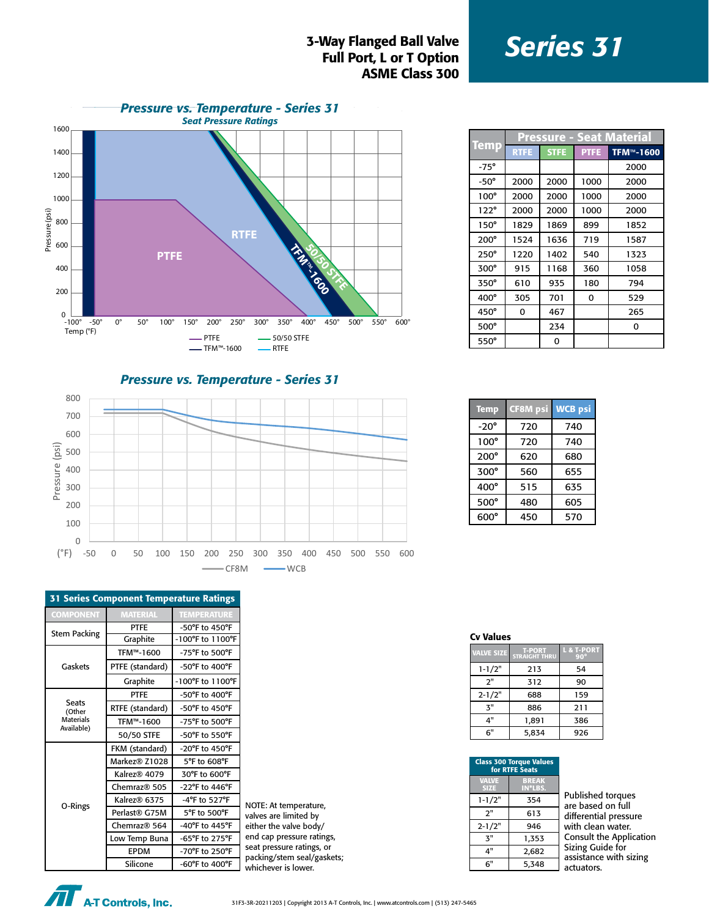# Series 31

## 3-Way Flanged Ball Valve
## Full Port, L or T Option
## ASME Class 300

### Pressure vs. Temperature - Series 31

Seat Pressure Ratings

| Temp | Pressure - Seat Material | | | |
|---|---|---|---|---|
| | RTFE | STFE | PTFE | TFM™-1600 |
| -75° | | | | 2000 |
| -50° | 2000 | 2000 | 1000 | 2000 |
| 100° | 2000 | 2000 | 1000 | 2000 |
| 122° | 2000 | 2000 | 1000 | 2000 |
| 150° | 1829 | 1869 | 899 | 1852 |
| 200° | 1524 | 1636 | 719 | 1587 |
| 250° | 1220 | 1402 | 540 | 1323 |
| 300° | 915 | 1168 | 360 | 1058 |
| 350° | 610 | 935 | 180 | 794 |
| 400° | 305 | 701 | 0 | 529 |
| 450° | 0 | 467 | | 265 |
| 500° | | 234 | | 0 |
| 550° | | 0 | | |

### Pressure vs. Temperature - Series 31

| Temp | CF8M psi | WCB psi |
|---|---|---|
| -20° | 720 | 740 |
| 100° | 720 | 740 |
| 200° | 620 | 680 |
| 300° | 560 | 655 |
| 400° | 515 | 635 |
| 500° | 480 | 605 |
| 600° | 450 | 570 |

### 31 Series Component Temperature Ratings

| COMPONENT | MATERIAL | TEMPERATURE |
|---|---|---|
| Stem Packing | PTFE | -50°F to 450°F |
| | Graphite | -100°F to 1100°F |
| Gaskets | TFM™-1600 | -75°F to 500°F |
| | PTFE (standard) | -50°F to 400°F |
| | Graphite | -100°F to 1100°F |
| Seats (Other Materials Available) | PTFE | -50°F to 400°F |
| | RTFE (standard) | -50°F to 450°F |
| | TFM™-1600 | -75°F to 500°F |
| | 50/50 STFE | -50°F to 550°F |
| O-Rings | FKM (standard) | -20°F to 450°F |
| | Markez® Z1028 | 5°F to 608°F |
| | Kalrez® 4079 | 30°F to 600°F |
| | Chemraz® 505 | -22°F to 446°F |
| | Kalrez® 6375 | -4°F to 527°F |
| | Perlast® G75M | 5°F to 500°F |
| | Chemraz® 564 | -40°F to 445°F |
| | Low Temp Buna | -65°F to 275°F |
| | EPDM | -70°F to 250°F |
| | Silicone | -60°F to 400°F |

NOTE: At temperature, valves are limited by either the valve body/end cap pressure ratings, seat pressure ratings, or packing/stem seal/gaskets; whichever is lower.

### Cv Values

| VALVE SIZE | T-PORT STRAIGHT THRU | L & T-PORT 90° |
|---|---|---|
| 1-1/2" | 213 | 54 |
| 2" | 312 | 90 |
| 2-1/2" | 688 | 159 |
| 3" | 886 | 211 |
| 4" | 1,891 | 386 |
| 6" | 5,834 | 926 |

### Class 300 Torque Values for RTFE Seats

| VALVE SIZE | BREAK IN*LBS. |
|---|---|
| 1-1/2" | 354 |
| 2" | 613 |
| 2-1/2" | 946 |
| 3" | 1,353 |
| 4" | 2,682 |
| 6" | 5,348 |

Published torques are based on full differential pressure with clean water. Consult the Application Sizing Guide for assistance with sizing actuators.

A-T Controls, Inc.

31F3-3R-20211203 | Copyright 2013 A-T Controls, Inc. | www.atcontrols.com | (513) 247-5465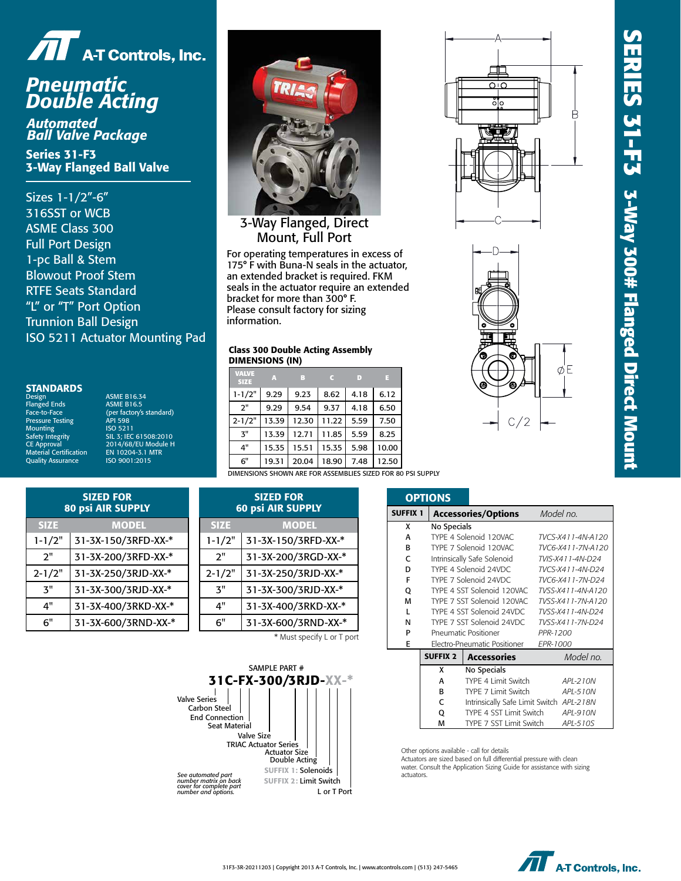# A-T Controls, Inc.

## Pneumatic Double Acting

### Automated Ball Valve Package

**Series 31-F3**
**3-Way Flanged Ball Valve**

- Sizes 1-1/2"-6"
- 316SST or WCB
- ASME Class 300
- Full Port Design
- 1-pc Ball & Stem
- Blowout Proof Stem
- RTFE Seats Standard
- "L" or "T" Port Option
- Trunnion Ball Design
- ISO 5211 Actuator Mounting Pad

### STANDARDS

| | |
|---|---|
| Design | ASME B16.34 |
| Flanged Ends | ASME B16.5 |
| Face-to-Face | (per factory's standard) |
| Pressure Testing | API 598 |
| Mounting | ISO 5211 |
| Safety Integrity | SIL 3; IEC 61508:2010 |
| CE Approval | 2014/68/EU Module H |
| Material Certification | EN 10204-3.1 MTR |
| Quality Assurance | ISO 9001:2015 |

3-Way Flanged, Direct Mount, Full Port

For operating temperatures in excess of 175° F with Buna-N seals in the actuator, an extended bracket is required. FKM seals in the actuator require an extended bracket for more than 300° F.
Please consult factory for sizing information.

**Class 300 Double Acting Assembly DIMENSIONS (IN)**

| VALVE SIZE | A | B | C | D | E |
|---|---|---|---|---|---|
| 1-1/2" | 9.29 | 9.23 | 8.62 | 4.18 | 6.12 |
| 2" | 9.29 | 9.54 | 9.37 | 4.18 | 6.50 |
| 2-1/2" | 13.39 | 12.30 | 11.22 | 5.59 | 7.50 |
| 3" | 13.39 | 12.71 | 11.85 | 5.59 | 8.25 |
| 4" | 15.35 | 15.51 | 15.35 | 5.98 | 10.00 |
| 6" | 19.31 | 20.04 | 18.90 | 7.48 | 12.50 |

DIMENSIONS SHOWN ARE FOR ASSEMBLIES SIZED FOR 80 PSI SUPPLY

A
B
C
D
ØE
C/2

## SERIES 31-F3 3-Way 300# Flanged Direct Mount

**SIZED FOR 80 psi AIR SUPPLY**

| SIZE | MODEL |
|---|---|
| 1-1/2" | 31-3X-150/3RFD-XX-* |
| 2" | 31-3X-200/3RFD-XX-* |
| 2-1/2" | 31-3X-250/3RJD-XX-* |
| 3" | 31-3X-300/3RJD-XX-* |
| 4" | 31-3X-400/3RKD-XX-* |
| 6" | 31-3X-600/3RND-XX-* |

**SIZED FOR 60 psi AIR SUPPLY**

| SIZE | MODEL |
|---|---|
| 1-1/2" | 31-3X-150/3RFD-XX-* |
| 2" | 31-3X-200/3RGD-XX-* |
| 2-1/2" | 31-3X-250/3RJD-XX-* |
| 3" | 31-3X-300/3RJD-XX-* |
| 4" | 31-3X-400/3RKD-XX-* |
| 6" | 31-3X-600/3RND-XX-* |

* Must specify L or T port

### OPTIONS

| SUFFIX 1 | Accessories/Options | Model no. |
|---|---|---|
| X | No Specials | |
| A | TYPE 4 Solenoid 120VAC | TVCS-X411-4N-A120 |
| B | TYPE 7 Solenoid 120VAC | TVC6-X411-7N-A120 |
| C | Intrinsically Safe Solenoid | TVIS-X411-4N-D24 |
| D | TYPE 4 Solenoid 24VDC | TVCS-X411-4N-D24 |
| F | TYPE 7 Solenoid 24VDC | TVC6-X411-7N-D24 |
| Q | TYPE 4 SST Solenoid 120VAC | TVSS-X411-4N-A120 |
| M | TYPE 7 SST Solenoid 120VAC | TVSS-X411-7N-A120 |
| L | TYPE 4 SST Solenoid 24VDC | TVSS-X411-4N-D24 |
| N | TYPE 7 SST Solenoid 24VDC | TVSS-X411-7N-D24 |
| P | Pneumatic Positioner | PPR-1200 |
| E | Electro-Pneumatic Positioner | EPR-1000 |

| SUFFIX 2 | Accessories | Model no. |
|---|---|---|
| X | No Specials | |
| A | TYPE 4 Limit Switch | APL-210N |
| B | TYPE 7 Limit Switch | APL-510N |
| C | Intrinsically Safe Limit Switch | APL-218N |
| Q | TYPE 4 SST Limit Switch | APL-910N |
| M | TYPE 7 SST Limit Switch | APL-510S |

SAMPLE PART #

**31C-FX-300/3RJD-XX-***

- Valve Series
- Carbon Steel
- End Connection
- Seat Material
- Valve Size
- TRIAC Actuator Series
- Actuator Size
- Double Acting
- SUFFIX 1: Solenoids
- SUFFIX 2: Limit Switch
- L or T Port

*See automated part number matrix on back cover for complete part number and options.*

Other options available - call for details
Actuators are sized based on full differential pressure with clean water. Consult the Application Sizing Guide for assistance with sizing actuators.

31F3-3R-20211203 | Copyright 2013 A-T Controls, Inc. | www.atcontrols.com | (513) 247-5465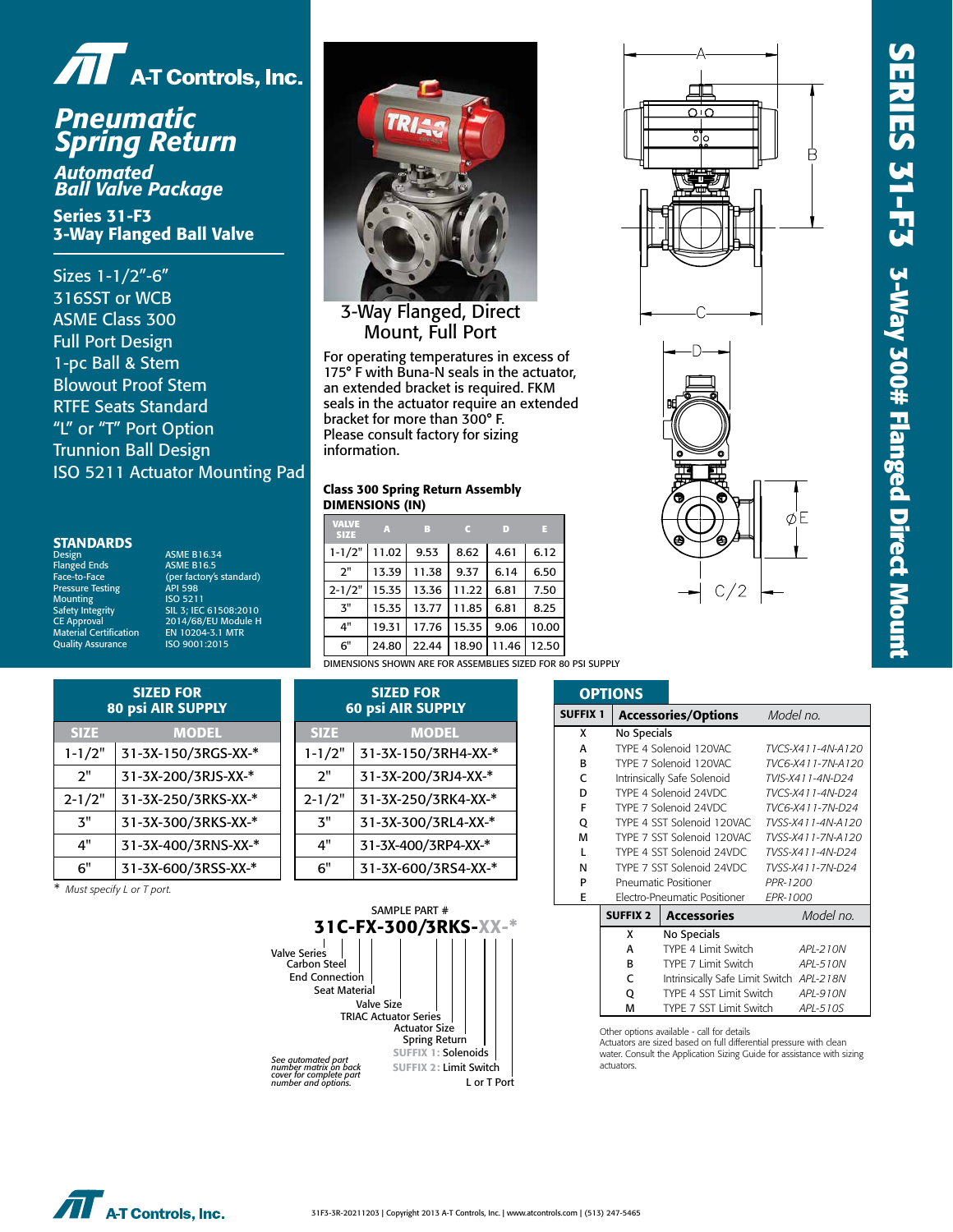# A-T Controls, Inc.

## Pneumatic Spring Return

### Automated Ball Valve Package

### Series 31-F3
### 3-Way Flanged Ball Valve

- Sizes 1-1/2"-6"
- 316SST or WCB
- ASME Class 300
- Full Port Design
- 1-pc Ball & Stem
- Blowout Proof Stem
- RTFE Seats Standard
- "L" or "T" Port Option
- Trunnion Ball Design
- ISO 5211 Actuator Mounting Pad

3-Way Flanged, Direct Mount, Full Port

For operating temperatures in excess of 175° F with Buna-N seals in the actuator, an extended bracket is required. FKM seals in the actuator require an extended bracket for more than 300° F.
Please consult factory for sizing information.

SERIES 31-F3 3-Way 300# Flanged Direct Mount

### STANDARDS

| | |
|---|---|
| Design | ASME B16.34 |
| Flanged Ends | ASME B16.5 |
| Face-to-Face | (per factory's standard) |
| Pressure Testing | API 598 |
| Mounting | ISO 5211 |
| Safety Integrity | SIL 3; IEC 61508:2010 |
| CE Approval | 2014/68/EU Module H |
| Material Certification | EN 10204-3.1 MTR |
| Quality Assurance | ISO 9001:2015 |

**Class 300 Spring Return Assembly**
**DIMENSIONS (IN)**

| VALVE SIZE | A | B | C | D | E |
|---|---|---|---|---|---|
| 1-1/2" | 11.02 | 9.53 | 8.62 | 4.61 | 6.12 |
| 2" | 13.39 | 11.38 | 9.37 | 6.14 | 6.50 |
| 2-1/2" | 15.35 | 13.36 | 11.22 | 6.81 | 7.50 |
| 3" | 15.35 | 13.77 | 11.85 | 6.81 | 8.25 |
| 4" | 19.31 | 17.76 | 15.35 | 9.06 | 10.00 |
| 6" | 24.80 | 22.44 | 18.90 | 11.46 | 12.50 |

DIMENSIONS SHOWN ARE FOR ASSEMBLIES SIZED FOR 80 PSI SUPPLY

A
B
C
D
ØE
C/2

### SIZED FOR 80 psi AIR SUPPLY

| SIZE | MODEL |
|---|---|
| 1-1/2" | 31-3X-150/3RGS-XX-* |
| 2" | 31-3X-200/3RJS-XX-* |
| 2-1/2" | 31-3X-250/3RKS-XX-* |
| 3" | 31-3X-300/3RKS-XX-* |
| 4" | 31-3X-400/3RNS-XX-* |
| 6" | 31-3X-600/3RSS-XX-* |

\* *Must specify L or T port.*

### SIZED FOR 60 psi AIR SUPPLY

| SIZE | MODEL |
|---|---|
| 1-1/2" | 31-3X-150/3RH4-XX-* |
| 2" | 31-3X-200/3RJ4-XX-* |
| 2-1/2" | 31-3X-250/3RK4-XX-* |
| 3" | 31-3X-300/3RL4-XX-* |
| 4" | 31-3X-400/3RP4-XX-* |
| 6" | 31-3X-600/3RS4-XX-* |

### OPTIONS

| SUFFIX 1 | Accessories/Options | Model no. |
|---|---|---|
| X | No Specials | |
| A | TYPE 4 Solenoid 120VAC | TVCS-X411-4N-A120 |
| B | TYPE 7 Solenoid 120VAC | TVC6-X411-7N-A120 |
| C | Intrinsically Safe Solenoid | TVIS-X411-4N-D24 |
| D | TYPE 4 Solenoid 24VDC | TVCS-X411-4N-D24 |
| F | TYPE 7 Solenoid 24VDC | TVC6-X411-7N-D24 |
| Q | TYPE 4 SST Solenoid 120VAC | TVSS-X411-4N-A120 |
| M | TYPE 7 SST Solenoid 120VAC | TVSS-X411-7N-A120 |
| L | TYPE 4 SST Solenoid 24VDC | TVSS-X411-4N-D24 |
| N | TYPE 7 SST Solenoid 24VDC | TVSS-X411-7N-D24 |
| P | Pneumatic Positioner | PPR-1200 |
| E | Electro-Pneumatic Positioner | EPR-1000 |

| SUFFIX 2 | Accessories | Model no. |
|---|---|---|
| X | No Specials | |
| A | TYPE 4 Limit Switch | APL-210N |
| B | TYPE 7 Limit Switch | APL-510N |
| C | Intrinsically Safe Limit Switch | APL-218N |
| Q | TYPE 4 SST Limit Switch | APL-910N |
| M | TYPE 7 SST Limit Switch | APL-510S |

Other options available - call for details
Actuators are sized based on full differential pressure with clean water. Consult the Application Sizing Guide for assistance with sizing actuators.

SAMPLE PART #
**31C-FX-300/3RKS-XX-***

- Valve Series
- Carbon Steel
- End Connection
- Seat Material
- Valve Size
- TRIAC Actuator Series
- Actuator Size
- Spring Return
- SUFFIX 1: Solenoids
- SUFFIX 2: Limit Switch
- L or T Port

*See automated part number matrix on back cover for complete part number and options.*

31F3-3R-20211203 | Copyright 2013 A-T Controls, Inc. | www.atcontrols.com | (513) 247-5465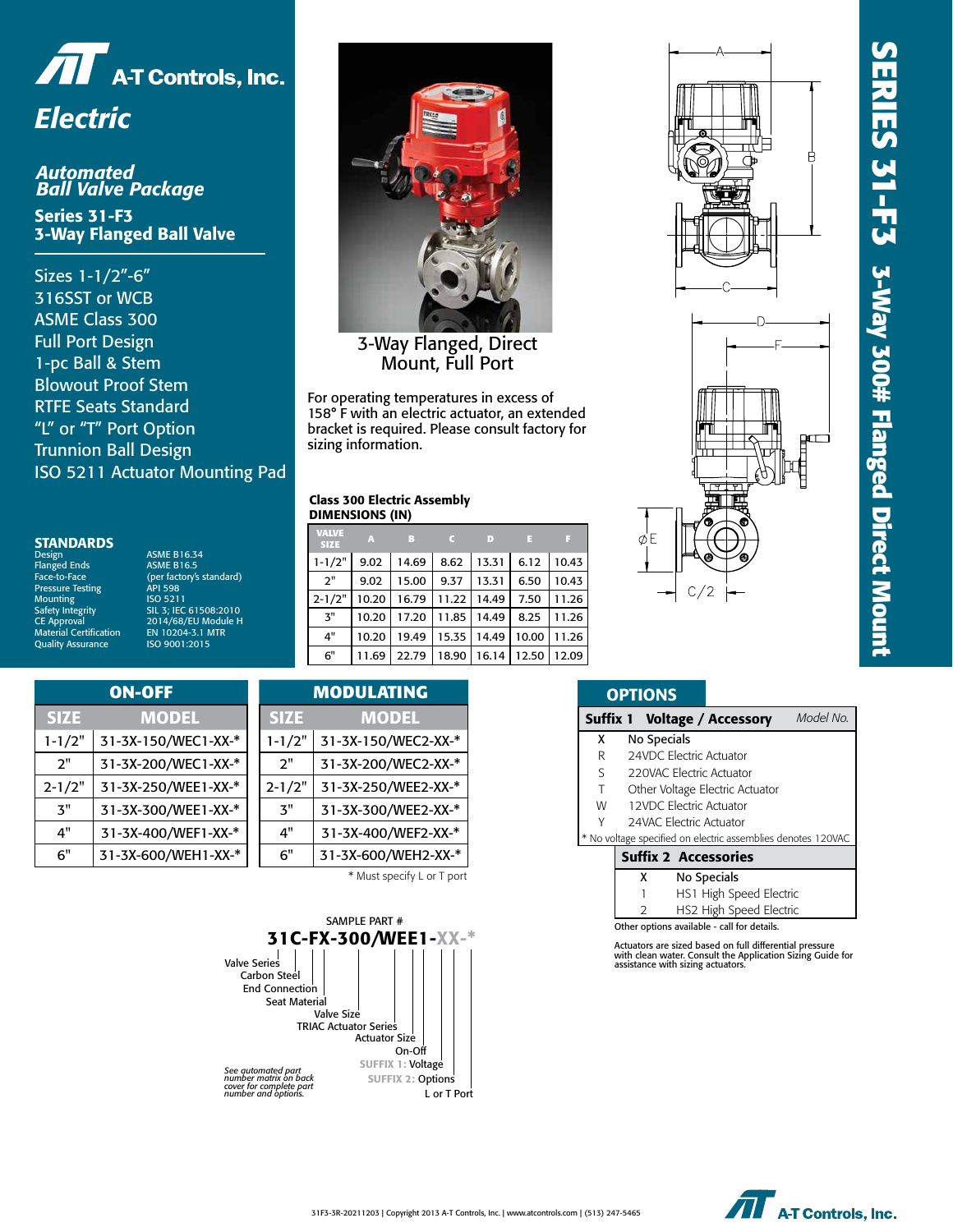# A-T Controls, Inc.

## Electric

## Automated Ball Valve Package

### Series 31-F3
### 3-Way Flanged Ball Valve

- Sizes 1-1/2"-6"
- 316SST or WCB
- ASME Class 300
- Full Port Design
- 1-pc Ball & Stem
- Blowout Proof Stem
- RTFE Seats Standard
- "L" or "T" Port Option
- Trunnion Ball Design
- ISO 5211 Actuator Mounting Pad

### STANDARDS

| | |
|---|---|
| Design | ASME B16.34 |
| Flanged Ends | ASME B16.5 |
| Face-to-Face | (per factory's standard) |
| Pressure Testing | API 598 |
| Mounting | ISO 5211 |
| Safety Integrity | SIL 3; IEC 61508:2010 |
| CE Approval | 2014/68/EU Module H |
| Material Certification | EN 10204-3.1 MTR |
| Quality Assurance | ISO 9001:2015 |

3-Way Flanged, Direct Mount, Full Port

For operating temperatures in excess of 158° F with an electric actuator, an extended bracket is required. Please consult factory for sizing information.

**Class 300 Electric Assembly DIMENSIONS (IN)**

| VALVE SIZE | A | B | C | D | E | F |
|---|---|---|---|---|---|---|
| 1-1/2" | 9.02 | 14.69 | 8.62 | 13.31 | 6.12 | 10.43 |
| 2" | 9.02 | 15.00 | 9.37 | 13.31 | 6.50 | 10.43 |
| 2-1/2" | 10.20 | 16.79 | 11.22 | 14.49 | 7.50 | 11.26 |
| 3" | 10.20 | 17.20 | 11.85 | 14.49 | 8.25 | 11.26 |
| 4" | 10.20 | 19.49 | 15.35 | 14.49 | 10.00 | 11.26 |
| 6" | 11.69 | 22.79 | 18.90 | 16.14 | 12.50 | 12.09 |

A
B
C
D
F
ØE
C/2

# SERIES 31-F3 3-Way 300# Flanged Direct Mount

### ON-OFF

| SIZE | MODEL |
|---|---|
| 1-1/2" | 31-3X-150/WEC1-XX-* |
| 2" | 31-3X-200/WEC1-XX-* |
| 2-1/2" | 31-3X-250/WEE1-XX-* |
| 3" | 31-3X-300/WEE1-XX-* |
| 4" | 31-3X-400/WEF1-XX-* |
| 6" | 31-3X-600/WEH1-XX-* |

### MODULATING

| SIZE | MODEL |
|---|---|
| 1-1/2" | 31-3X-150/WEC2-XX-* |
| 2" | 31-3X-200/WEC2-XX-* |
| 2-1/2" | 31-3X-250/WEE2-XX-* |
| 3" | 31-3X-300/WEE2-XX-* |
| 4" | 31-3X-400/WEF2-XX-* |
| 6" | 31-3X-600/WEH2-XX-* |

\* Must specify L or T port

### OPTIONS

| Suffix 1 | Voltage / Accessory *Model No.* |
|---|---|
| X | No Specials |
| R | 24VDC Electric Actuator |
| S | 220VAC Electric Actuator |
| T | Other Voltage Electric Actuator |
| W | 12VDC Electric Actuator |
| Y | 24VAC Electric Actuator |

\* No voltage specified on electric assemblies denotes 120VAC

| Suffix 2 | Accessories |
|---|---|
| X | No Specials |
| 1 | HS1 High Speed Electric |
| 2 | HS2 High Speed Electric |

Other options available - call for details.

Actuators are sized based on full differential pressure with clean water. Consult the Application Sizing Guide for assistance with sizing actuators.

SAMPLE PART #

**31C-FX-300/WEE1-XX-\***

- Valve Series
- Carbon Steel
- End Connection
- Seat Material
- Valve Size
- TRIAC Actuator Series
- Actuator Size
- On-Off
- SUFFIX 1: Voltage
- SUFFIX 2: Options
- L or T Port

*See automated part number matrix on back cover for complete part number and options.*

31F3-3R-20211203 | Copyright 2013 A-T Controls, Inc. | www.atcontrols.com | (513) 247-5465

A-T Controls, Inc.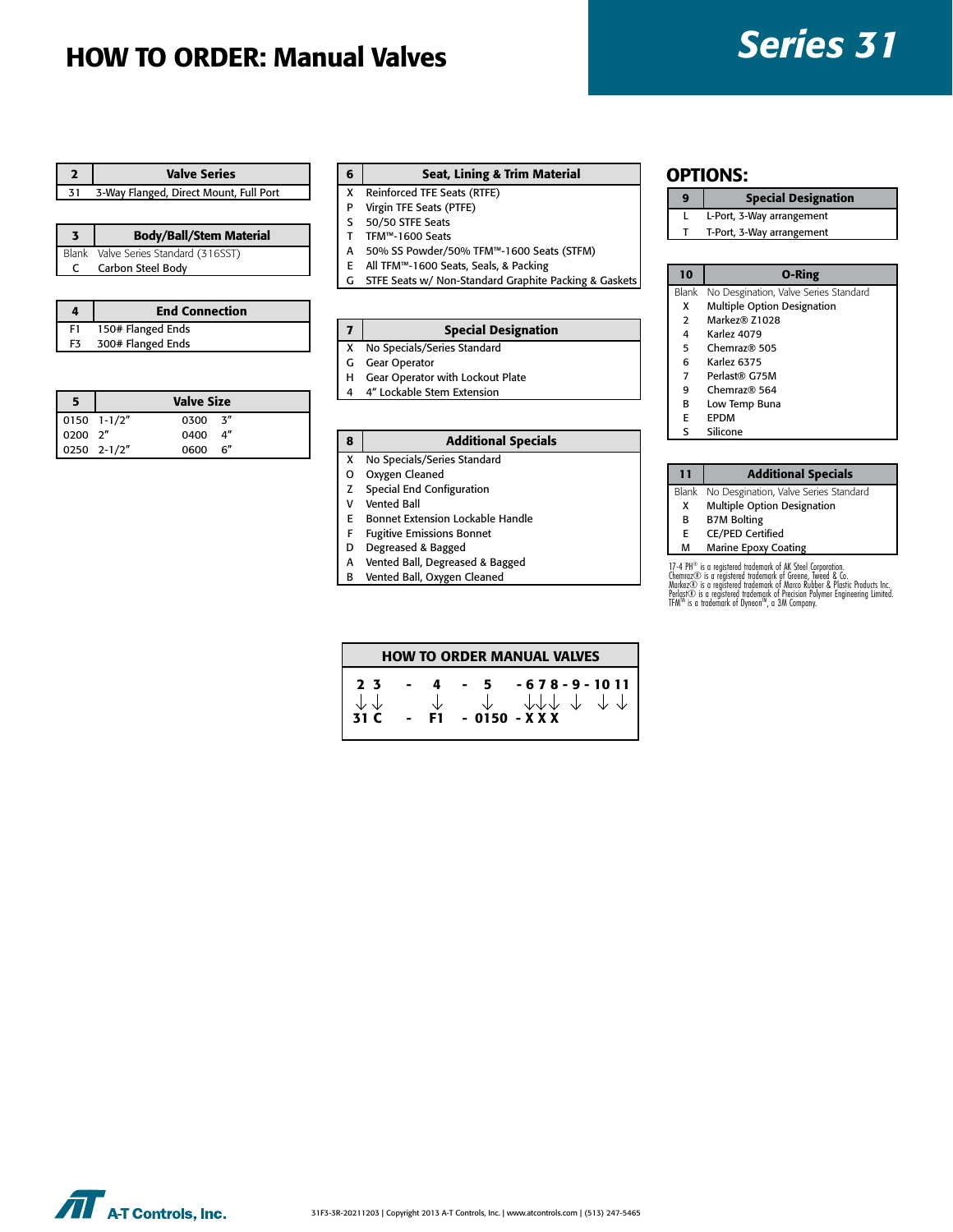# HOW TO ORDER: Manual Valves

## Series 31

| 2 | Valve Series |
|---|---|
| 31 | 3-Way Flanged, Direct Mount, Full Port |

| 3 | Body/Ball/Stem Material |
|---|---|
| Blank | Valve Series Standard (316SST) |
| C | Carbon Steel Body |

| 4 | End Connection |
|---|---|
| F1 | 150# Flanged Ends |
| F3 | 300# Flanged Ends |

| 5 | Valve Size | | |
|---|---|---|---|
| 0150 | 1-1/2" | 0300 | 3" |
| 0200 | 2" | 0400 | 4" |
| 0250 | 2-1/2" | 0600 | 6" |

| 6 | Seat, Lining & Trim Material |
|---|---|
| X | Reinforced TFE Seats (RTFE) |
| P | Virgin TFE Seats (PTFE) |
| S | 50/50 STFE Seats |
| T | TFM™-1600 Seats |
| A | 50% SS Powder/50% TFM™-1600 Seats (STFM) |
| E | All TFM™-1600 Seats, Seals, & Packing |
| G | STFE Seats w/ Non-Standard Graphite Packing & Gaskets |

| 7 | Special Designation |
|---|---|
| X | No Specials/Series Standard |
| G | Gear Operator |
| H | Gear Operator with Lockout Plate |
| 4 | 4" Lockable Stem Extension |

| 8 | Additional Specials |
|---|---|
| X | No Specials/Series Standard |
| O | Oxygen Cleaned |
| Z | Special End Configuration |
| V | Vented Ball |
| E | Bonnet Extension Lockable Handle |
| F | Fugitive Emissions Bonnet |
| D | Degreased & Bagged |
| A | Vented Ball, Degreased & Bagged |
| B | Vented Ball, Oxygen Cleaned |

## OPTIONS:

| 9 | Special Designation |
|---|---|
| L | L-Port, 3-Way arrangement |
| T | T-Port, 3-Way arrangement |

| 10 | O-Ring |
|---|---|
| Blank | No Desgination, Valve Series Standard |
| X | Multiple Option Designation |
| 2 | Markez® Z1028 |
| 4 | Karlez 4079 |
| 5 | Chemraz® 505 |
| 6 | Karlez 6375 |
| 7 | Perlast® G75M |
| 9 | Chemraz® 564 |
| B | Low Temp Buna |
| E | EPDM |
| S | Silicone |

| 11 | Additional Specials |
|---|---|
| Blank | No Desgination, Valve Series Standard |
| X | Multiple Option Designation |
| B | B7M Bolting |
| E | CE/PED Certified |
| M | Marine Epoxy Coating |

17-4 PH® is a registered trademark of AK Steel Corporation.
Chemraz® is a registered trademark of Greene, Tweed & Co.
Markez® is a registered trademark of Marco Rubber & Plastic Products Inc.
Perlast® is a registered trademark of Precision Polymer Engineering Limited.
TFM™ is a trademark of Dyneon™, a 3M Company.

### HOW TO ORDER MANUAL VALVES

```
2 3   -   4   -   5    - 6 7 8 - 9 - 10 11
↓ ↓       ↓       ↓      ↓ ↓ ↓   ↓    ↓  ↓
31 C  -   F1  - 0150  - X X X
```

A-T Controls, Inc.

31F3-3R-20211203 | Copyright 2013 A-T Controls, Inc. | www.atcontrols.com | (513) 247-5465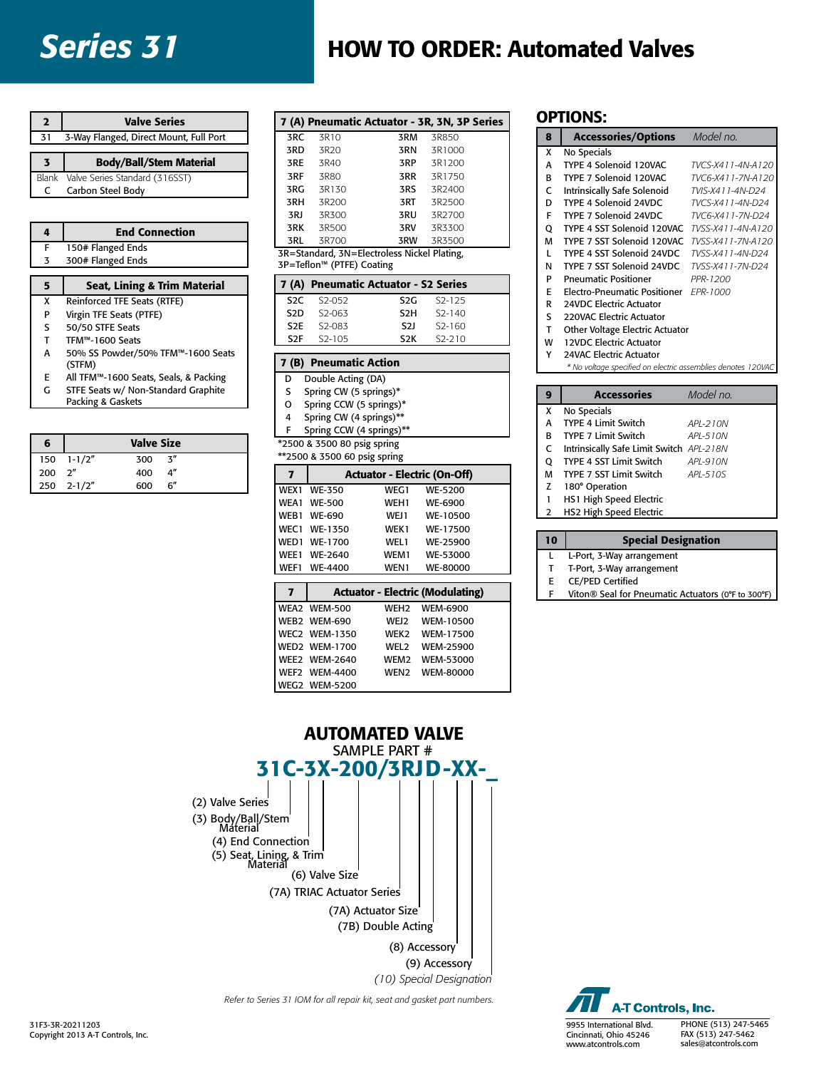# Series 31

# HOW TO ORDER: Automated Valves

| 2 | Valve Series |
|---|---|
| 31 | 3-Way Flanged, Direct Mount, Full Port |

| 3 | Body/Ball/Stem Material |
|---|---|
| Blank | Valve Series Standard (316SST) |
| C | Carbon Steel Body |

| 4 | End Connection |
|---|---|
| F | 150# Flanged Ends |
| 3 | 300# Flanged Ends |

| 5 | Seat, Lining & Trim Material |
|---|---|
| X | Reinforced TFE Seats (RTFE) |
| P | Virgin TFE Seats (PTFE) |
| S | 50/50 STFE Seats |
| T | TFM™-1600 Seats |
| A | 50% SS Powder/50% TFM™-1600 Seats (STFM) |
| E | All TFM™-1600 Seats, Seals, & Packing |
| G | STFE Seats w/ Non-Standard Graphite Packing & Gaskets |

| 6 | Valve Size | | |
|---|---|---|---|
| 150 | 1-1/2" | 300 | 3" |
| 200 | 2" | 400 | 4" |
| 250 | 2-1/2" | 600 | 6" |

| 7 (A) Pneumatic Actuator - 3R, 3N, 3P Series | | | |
|---|---|---|---|
| 3RC | 3R10 | 3RM | 3R850 |
| 3RD | 3R20 | 3RN | 3R1000 |
| 3RE | 3R40 | 3RP | 3R1200 |
| 3RF | 3R80 | 3RR | 3R1750 |
| 3RG | 3R130 | 3RS | 3R2400 |
| 3RH | 3R200 | 3RT | 3R2500 |
| 3RJ | 3R300 | 3RU | 3R2700 |
| 3RK | 3R500 | 3RV | 3R3300 |
| 3RL | 3R700 | 3RW | 3R3500 |

3R=Standard, 3N=Electroless Nickel Plating, 3P=Teflon™ (PTFE) Coating

| 7 (A) Pneumatic Actuator - S2 Series | | | |
|---|---|---|---|
| S2C | S2-052 | S2G | S2-125 |
| S2D | S2-063 | S2H | S2-140 |
| S2E | S2-083 | S2J | S2-160 |
| S2F | S2-105 | S2K | S2-210 |

| 7 (B) | Pneumatic Action |
|---|---|
| D | Double Acting (DA) |
| S | Spring CW (5 springs)* |
| O | Spring CCW (5 springs)* |
| 4 | Spring CW (4 springs)** |
| F | Spring CCW (4 springs)** |

*2500 & 3500 80 psig spring
**2500 & 3500 60 psig spring

| 7 | Actuator - Electric (On-Off) | | |
|---|---|---|---|
| WEX1 | WE-350 | WEG1 | WE-5200 |
| WEA1 | WE-500 | WEH1 | WE-6900 |
| WEB1 | WE-690 | WEJ1 | WE-10500 |
| WEC1 | WE-1350 | WEK1 | WE-17500 |
| WED1 | WE-1700 | WEL1 | WE-25900 |
| WEE1 | WE-2640 | WEM1 | WE-53000 |
| WEF1 | WE-4400 | WEN1 | WE-80000 |

| 7 | Actuator - Electric (Modulating) | | |
|---|---|---|---|
| WEA2 | WEM-500 | WEH2 | WEM-6900 |
| WEB2 | WEM-690 | WEJ2 | WEM-10500 |
| WEC2 | WEM-1350 | WEK2 | WEM-17500 |
| WED2 | WEM-1700 | WEL2 | WEM-25900 |
| WEE2 | WEM-2640 | WEM2 | WEM-53000 |
| WEF2 | WEM-4400 | WEN2 | WEM-80000 |
| WEG2 | WEM-5200 | | |

## OPTIONS:

| 8 | Accessories/Options | *Model no.* |
|---|---|---|
| X | No Specials | |
| A | TYPE 4 Solenoid 120VAC | *TVCS-X411-4N-A120* |
| B | TYPE 7 Solenoid 120VAC | *TVC6-X411-7N-A120* |
| C | Intrinsically Safe Solenoid | *TVIS-X411-4N-D24* |
| D | TYPE 4 Solenoid 24VDC | *TVCS-X411-4N-D24* |
| F | TYPE 7 Solenoid 24VDC | *TVC6-X411-7N-D24* |
| Q | TYPE 4 SST Solenoid 120VAC | *TVSS-X411-4N-A120* |
| M | TYPE 7 SST Solenoid 120VAC | *TVSS-X411-7N-A120* |
| L | TYPE 4 SST Solenoid 24VDC | *TVSS-X411-4N-D24* |
| N | TYPE 7 SST Solenoid 24VDC | *TVSS-X411-7N-D24* |
| P | Pneumatic Positioner | *PPR-1200* |
| E | Electro-Pneumatic Positioner | *EPR-1000* |
| R | 24VDC Electric Actuator | |
| S | 220VAC Electric Actuator | |
| T | Other Voltage Electric Actuator | |
| W | 12VDC Electric Actuator | |
| Y | 24VAC Electric Actuator | |

*\* No voltage specified on electric assemblies denotes 120VAC*

| 9 | Accessories | *Model no.* |
|---|---|---|
| X | No Specials | |
| A | TYPE 4 Limit Switch | *APL-210N* |
| B | TYPE 7 Limit Switch | *APL-510N* |
| C | Intrinsically Safe Limit Switch | *APL-218N* |
| Q | TYPE 4 SST Limit Switch | *APL-910N* |
| M | TYPE 7 SST Limit Switch | *APL-510S* |
| Z | 180° Operation | |
| 1 | HS1 High Speed Electric | |
| 2 | HS2 High Speed Electric | |

| 10 | Special Designation |
|---|---|
| L | L-Port, 3-Way arrangement |
| T | T-Port, 3-Way arrangement |
| E | CE/PED Certified |
| F | Viton® Seal for Pneumatic Actuators (0°F to 300°F) |

## AUTOMATED VALVE

SAMPLE PART #

**31C-3X-200/3RJD-XX-_**

- (2) Valve Series
- (3) Body/Ball/Stem Material
- (4) End Connection
- (5) Seat, Lining, & Trim Material
- (6) Valve Size
- (7A) TRIAC Actuator Series
- (7A) Actuator Size
- (7B) Double Acting
- (8) Accessory
- (9) Accessory
- *(10) Special Designation*

*Refer to Series 31 IOM for all repair kit, seat and gasket part numbers.*

31F3-3R-20211203
Copyright 2013 A-T Controls, Inc.

A-T Controls, Inc.
9955 International Blvd.
Cincinnati, Ohio 45246
www.atcontrols.com

PHONE (513) 247-5465
FAX (513) 247-5462
sales@atcontrols.com